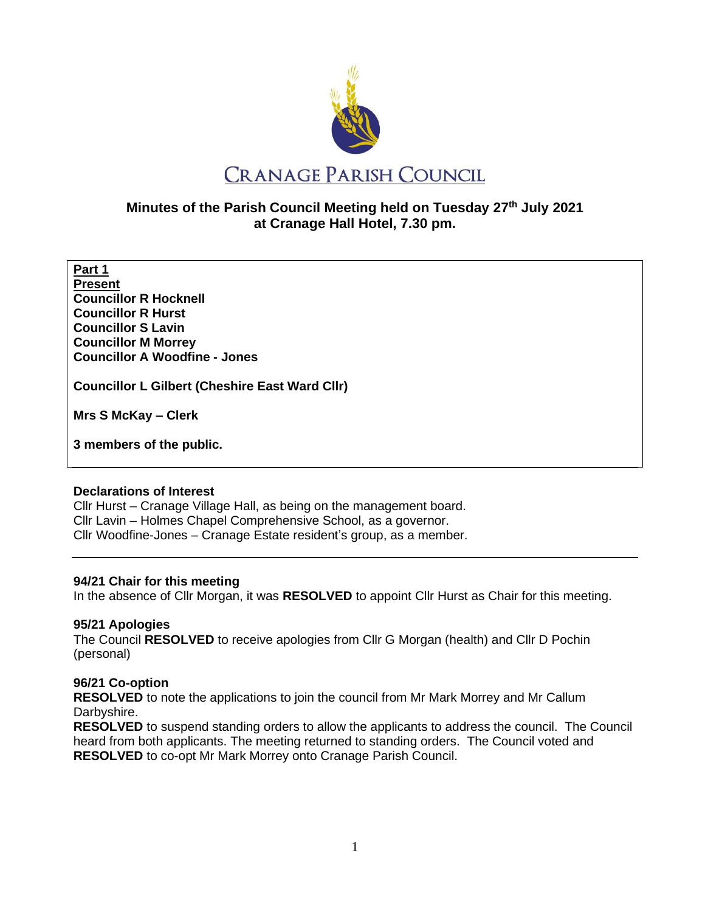# CRANAGE PARISH COUNCIL

## Minutes of the Parish Council Meeting held on Tuesday 27th July 2021 at Cranage Hall Hotel, 7.30 pm.

**Part 1**
**Present**
**Councillor R Hocknell**
**Councillor R Hurst**
**Councillor S Lavin**
**Councillor M Morrey**
**Councillor A Woodfine - Jones**

**Councillor L Gilbert (Cheshire East Ward Cllr)**

**Mrs S McKay – Clerk**

**3 members of the public.**

### Declarations of Interest

Cllr Hurst – Cranage Village Hall, as being on the management board.
Cllr Lavin – Holmes Chapel Comprehensive School, as a governor.
Cllr Woodfine-Jones – Cranage Estate resident's group, as a member.

---

### 94/21 Chair for this meeting

In the absence of Cllr Morgan, it was **RESOLVED** to appoint Cllr Hurst as Chair for this meeting.

### 95/21 Apologies

The Council **RESOLVED** to receive apologies from Cllr G Morgan (health) and Cllr D Pochin (personal)

### 96/21 Co-option

**RESOLVED** to note the applications to join the council from Mr Mark Morrey and Mr Callum Darbyshire.

**RESOLVED** to suspend standing orders to allow the applicants to address the council. The Council heard from both applicants. The meeting returned to standing orders. The Council voted and **RESOLVED** to co-opt Mr Mark Morrey onto Cranage Parish Council.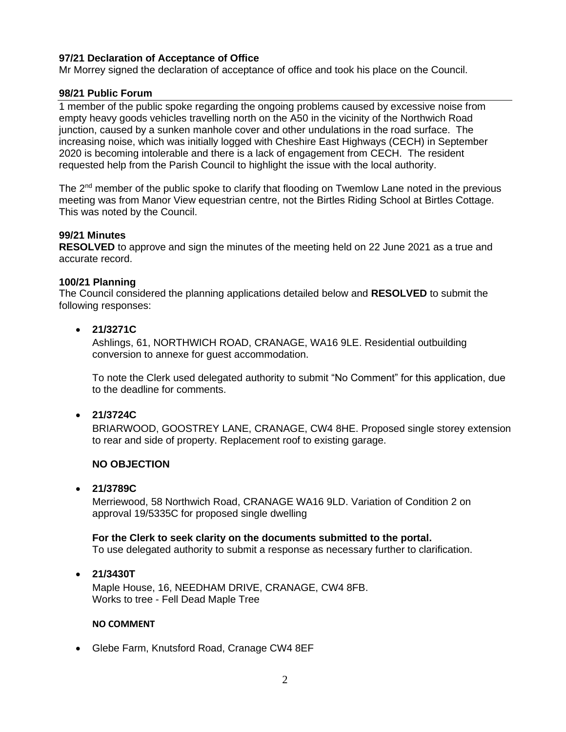**97/21 Declaration of Acceptance of Office**

Mr Morrey signed the declaration of acceptance of office and took his place on the Council.

**98/21 Public Forum**

1 member of the public spoke regarding the ongoing problems caused by excessive noise from empty heavy goods vehicles travelling north on the A50 in the vicinity of the Northwich Road junction, caused by a sunken manhole cover and other undulations in the road surface. The increasing noise, which was initially logged with Cheshire East Highways (CECH) in September 2020 is becoming intolerable and there is a lack of engagement from CECH. The resident requested help from the Parish Council to highlight the issue with the local authority.

The 2nd member of the public spoke to clarify that flooding on Twemlow Lane noted in the previous meeting was from Manor View equestrian centre, not the Birtles Riding School at Birtles Cottage. This was noted by the Council.

**99/21 Minutes**

**RESOLVED** to approve and sign the minutes of the meeting held on 22 June 2021 as a true and accurate record.

**100/21 Planning**

The Council considered the planning applications detailed below and **RESOLVED** to submit the following responses:

- **21/3271C**

  Ashlings, 61, NORTHWICH ROAD, CRANAGE, WA16 9LE. Residential outbuilding conversion to annexe for guest accommodation.

  To note the Clerk used delegated authority to submit "No Comment" for this application, due to the deadline for comments.

- **21/3724C**

  BRIARWOOD, GOOSTREY LANE, CRANAGE, CW4 8HE. Proposed single storey extension to rear and side of property. Replacement roof to existing garage.

  **NO OBJECTION**

- **21/3789C**

  Merriewood, 58 Northwich Road, CRANAGE WA16 9LD. Variation of Condition 2 on approval 19/5335C for proposed single dwelling

  **For the Clerk to seek clarity on the documents submitted to the portal.**
  To use delegated authority to submit a response as necessary further to clarification.

- **21/3430T**

  Maple House, 16, NEEDHAM DRIVE, CRANAGE, CW4 8FB.
  Works to tree - Fell Dead Maple Tree

  **NO COMMENT**

- Glebe Farm, Knutsford Road, Cranage CW4 8EF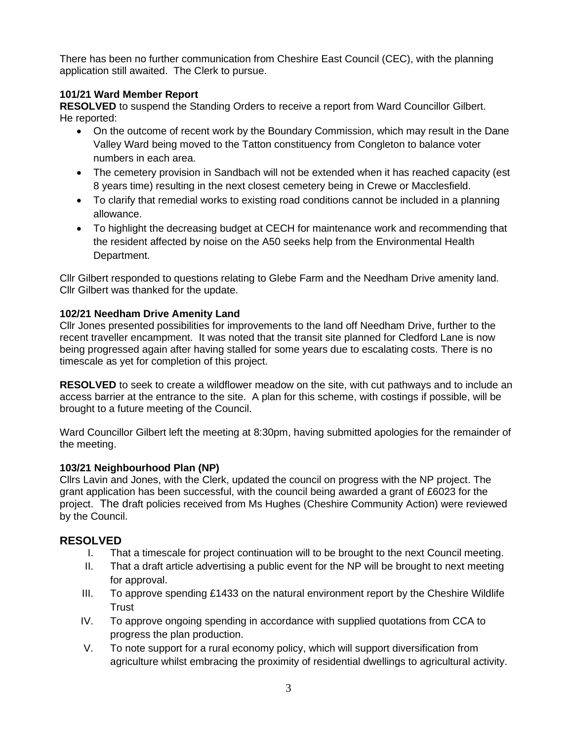There has been no further communication from Cheshire East Council (CEC), with the planning application still awaited. The Clerk to pursue.

**101/21 Ward Member Report**

**RESOLVED** to suspend the Standing Orders to receive a report from Ward Councillor Gilbert. He reported:

- On the outcome of recent work by the Boundary Commission, which may result in the Dane Valley Ward being moved to the Tatton constituency from Congleton to balance voter numbers in each area.
- The cemetery provision in Sandbach will not be extended when it has reached capacity (est 8 years time) resulting in the next closest cemetery being in Crewe or Macclesfield.
- To clarify that remedial works to existing road conditions cannot be included in a planning allowance.
- To highlight the decreasing budget at CECH for maintenance work and recommending that the resident affected by noise on the A50 seeks help from the Environmental Health Department.

Cllr Gilbert responded to questions relating to Glebe Farm and the Needham Drive amenity land. Cllr Gilbert was thanked for the update.

**102/21 Needham Drive Amenity Land**

Cllr Jones presented possibilities for improvements to the land off Needham Drive, further to the recent traveller encampment. It was noted that the transit site planned for Cledford Lane is now being progressed again after having stalled for some years due to escalating costs. There is no timescale as yet for completion of this project.

**RESOLVED** to seek to create a wildflower meadow on the site, with cut pathways and to include an access barrier at the entrance to the site. A plan for this scheme, with costings if possible, will be brought to a future meeting of the Council.

Ward Councillor Gilbert left the meeting at 8:30pm, having submitted apologies for the remainder of the meeting.

**103/21 Neighbourhood Plan (NP)**

Cllrs Lavin and Jones, with the Clerk, updated the council on progress with the NP project. The grant application has been successful, with the council being awarded a grant of £6023 for the project. The draft policies received from Ms Hughes (Cheshire Community Action) were reviewed by the Council.

## RESOLVED

I. That a timescale for project continuation will to be brought to the next Council meeting.
II. That a draft article advertising a public event for the NP will be brought to next meeting for approval.
III. To approve spending £1433 on the natural environment report by the Cheshire Wildlife Trust
IV. To approve ongoing spending in accordance with supplied quotations from CCA to progress the plan production.
V. To note support for a rural economy policy, which will support diversification from agriculture whilst embracing the proximity of residential dwellings to agricultural activity.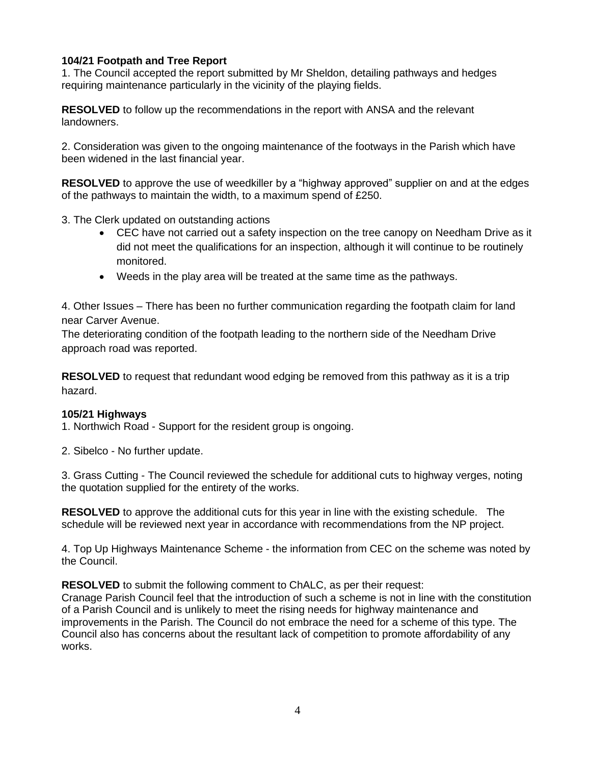**104/21 Footpath and Tree Report**

1. The Council accepted the report submitted by Mr Sheldon, detailing pathways and hedges requiring maintenance particularly in the vicinity of the playing fields.

**RESOLVED** to follow up the recommendations in the report with ANSA and the relevant landowners.

2. Consideration was given to the ongoing maintenance of the footways in the Parish which have been widened in the last financial year.

**RESOLVED** to approve the use of weedkiller by a "highway approved" supplier on and at the edges of the pathways to maintain the width, to a maximum spend of £250.

3. The Clerk updated on outstanding actions

- CEC have not carried out a safety inspection on the tree canopy on Needham Drive as it did not meet the qualifications for an inspection, although it will continue to be routinely monitored.
- Weeds in the play area will be treated at the same time as the pathways.

4. Other Issues – There has been no further communication regarding the footpath claim for land near Carver Avenue.
The deteriorating condition of the footpath leading to the northern side of the Needham Drive approach road was reported.

**RESOLVED** to request that redundant wood edging be removed from this pathway as it is a trip hazard.

**105/21 Highways**

1. Northwich Road - Support for the resident group is ongoing.

2. Sibelco - No further update.

3. Grass Cutting - The Council reviewed the schedule for additional cuts to highway verges, noting the quotation supplied for the entirety of the works.

**RESOLVED** to approve the additional cuts for this year in line with the existing schedule. The schedule will be reviewed next year in accordance with recommendations from the NP project.

4. Top Up Highways Maintenance Scheme - the information from CEC on the scheme was noted by the Council.

**RESOLVED** to submit the following comment to ChALC, as per their request:
Cranage Parish Council feel that the introduction of such a scheme is not in line with the constitution of a Parish Council and is unlikely to meet the rising needs for highway maintenance and improvements in the Parish. The Council do not embrace the need for a scheme of this type. The Council also has concerns about the resultant lack of competition to promote affordability of any works.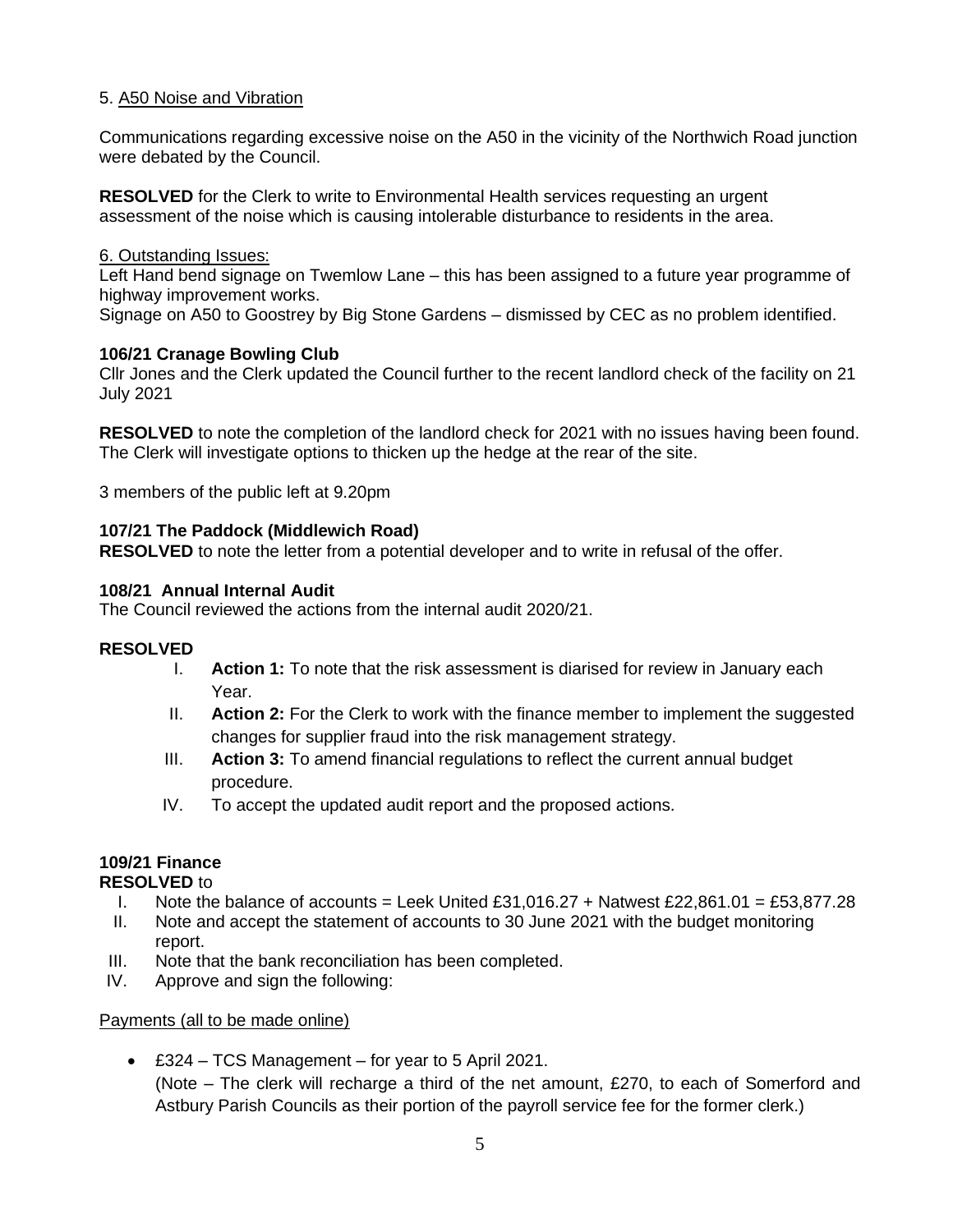5. A50 Noise and Vibration

Communications regarding excessive noise on the A50 in the vicinity of the Northwich Road junction were debated by the Council.

**RESOLVED** for the Clerk to write to Environmental Health services requesting an urgent assessment of the noise which is causing intolerable disturbance to residents in the area.

6. Outstanding Issues:

Left Hand bend signage on Twemlow Lane – this has been assigned to a future year programme of highway improvement works.

Signage on A50 to Goostrey by Big Stone Gardens – dismissed by CEC as no problem identified.

**106/21 Cranage Bowling Club**

Cllr Jones and the Clerk updated the Council further to the recent landlord check of the facility on 21 July 2021

**RESOLVED** to note the completion of the landlord check for 2021 with no issues having been found. The Clerk will investigate options to thicken up the hedge at the rear of the site.

3 members of the public left at 9.20pm

**107/21 The Paddock (Middlewich Road)**

**RESOLVED** to note the letter from a potential developer and to write in refusal of the offer.

**108/21 Annual Internal Audit**

The Council reviewed the actions from the internal audit 2020/21.

**RESOLVED**

I. **Action 1:** To note that the risk assessment is diarised for review in January each Year.
II. **Action 2:** For the Clerk to work with the finance member to implement the suggested changes for supplier fraud into the risk management strategy.
III. **Action 3:** To amend financial regulations to reflect the current annual budget procedure.
IV. To accept the updated audit report and the proposed actions.

**109/21 Finance**

**RESOLVED** to

I. Note the balance of accounts = Leek United £31,016.27 + Natwest £22,861.01 = £53,877.28
II. Note and accept the statement of accounts to 30 June 2021 with the budget monitoring report.
III. Note that the bank reconciliation has been completed.
IV. Approve and sign the following:

Payments (all to be made online)

- £324 – TCS Management – for year to 5 April 2021.
  (Note – The clerk will recharge a third of the net amount, £270, to each of Somerford and Astbury Parish Councils as their portion of the payroll service fee for the former clerk.)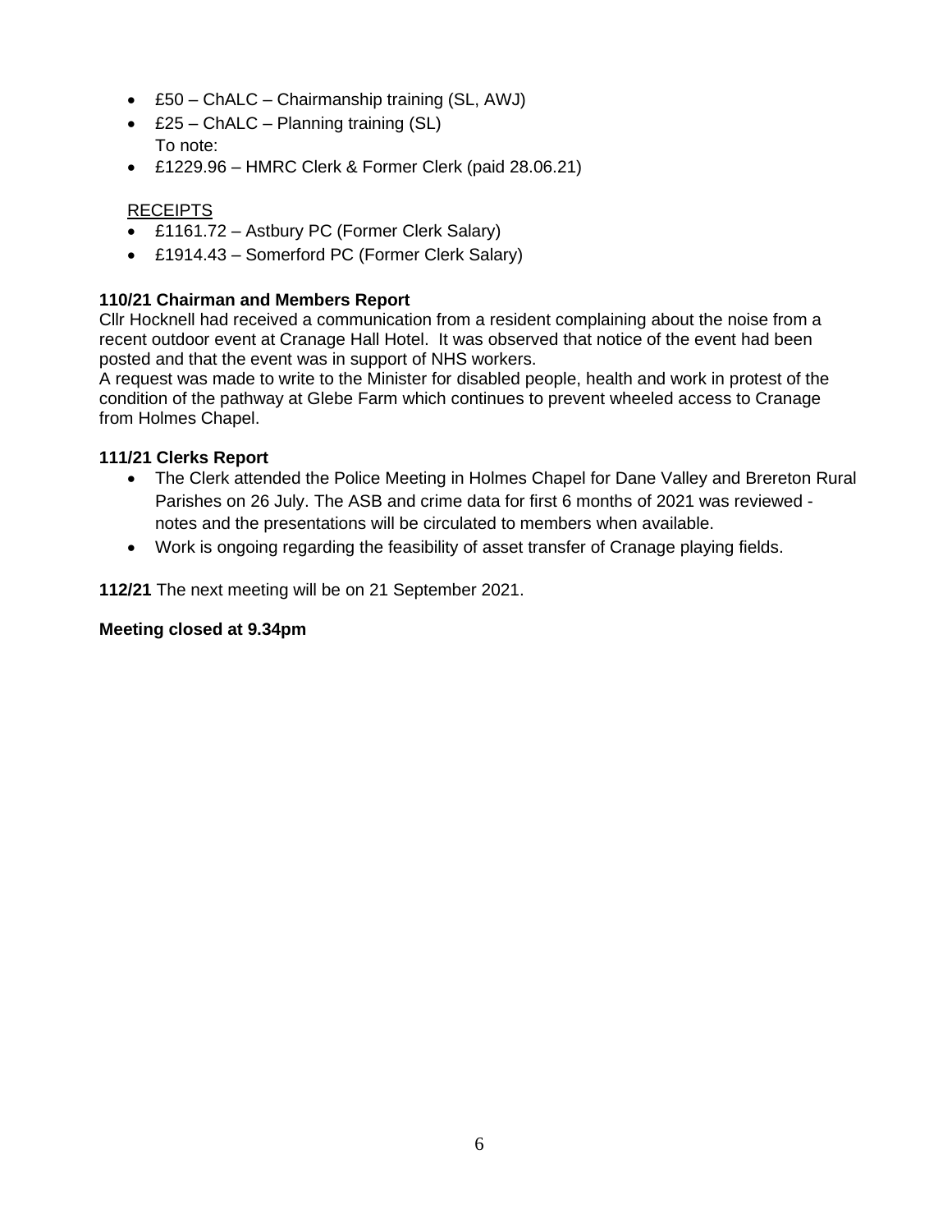- £50 – ChALC – Chairmanship training (SL, AWJ)
- £25 – ChALC – Planning training (SL)
  To note:
- £1229.96 – HMRC Clerk & Former Clerk (paid 28.06.21)

RECEIPTS

- £1161.72 – Astbury PC (Former Clerk Salary)
- £1914.43 – Somerford PC (Former Clerk Salary)

**110/21 Chairman and Members Report**

Cllr Hocknell had received a communication from a resident complaining about the noise from a recent outdoor event at Cranage Hall Hotel. It was observed that notice of the event had been posted and that the event was in support of NHS workers.

A request was made to write to the Minister for disabled people, health and work in protest of the condition of the pathway at Glebe Farm which continues to prevent wheeled access to Cranage from Holmes Chapel.

**111/21 Clerks Report**

- The Clerk attended the Police Meeting in Holmes Chapel for Dane Valley and Brereton Rural Parishes on 26 July. The ASB and crime data for first 6 months of 2021 was reviewed - notes and the presentations will be circulated to members when available.
- Work is ongoing regarding the feasibility of asset transfer of Cranage playing fields.

**112/21** The next meeting will be on 21 September 2021.

**Meeting closed at 9.34pm**